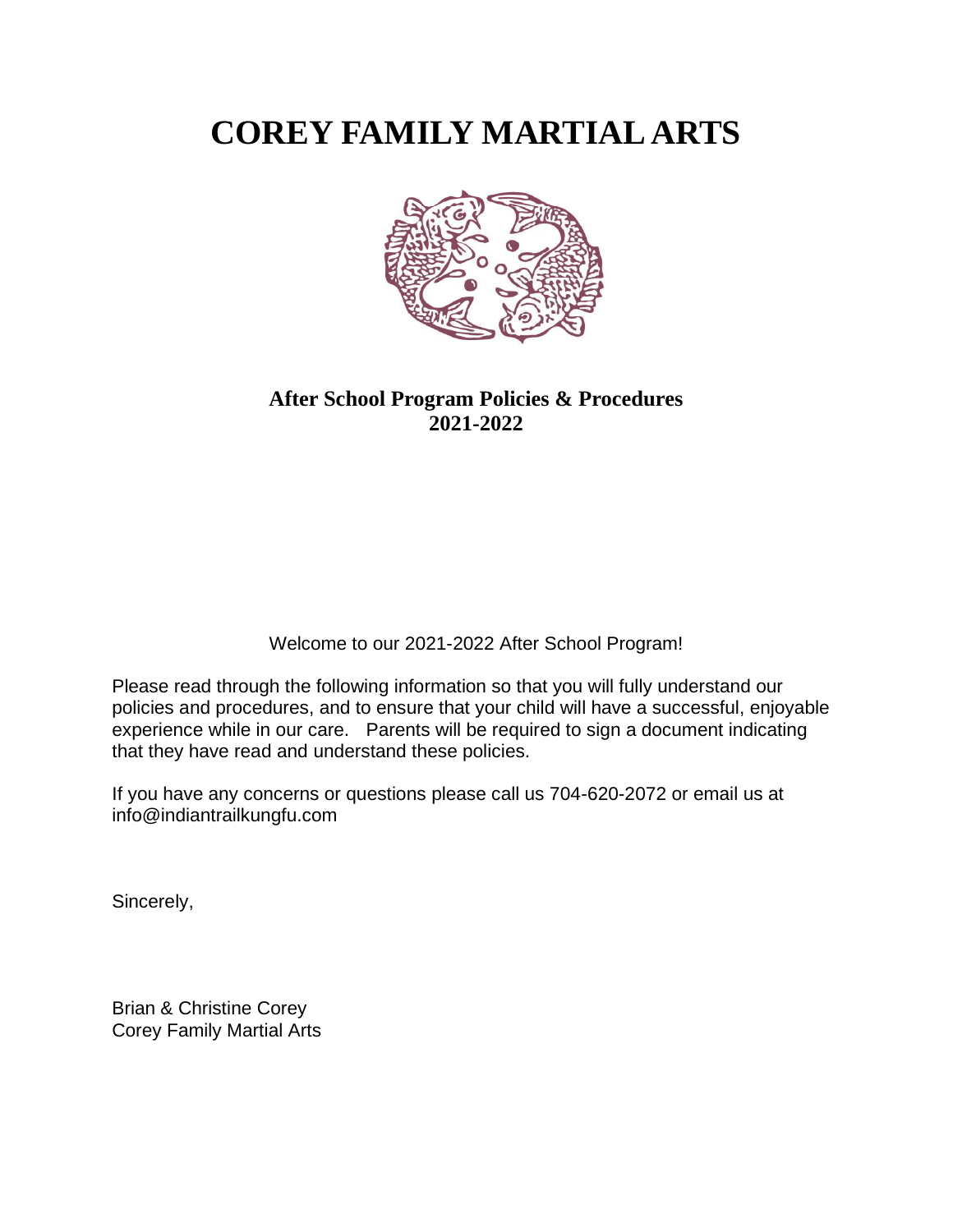# COREY FAMILY MARTIAL ARTS

**After School Program Policies & Procedures**
**2021-2022**

Welcome to our 2021-2022 After School Program!

Please read through the following information so that you will fully understand our policies and procedures, and to ensure that your child will have a successful, enjoyable experience while in our care. Parents will be required to sign a document indicating that they have read and understand these policies.

If you have any concerns or questions please call us 704-620-2072 or email us at info@indiantrailkungfu.com

Sincerely,

Brian & Christine Corey
Corey Family Martial Arts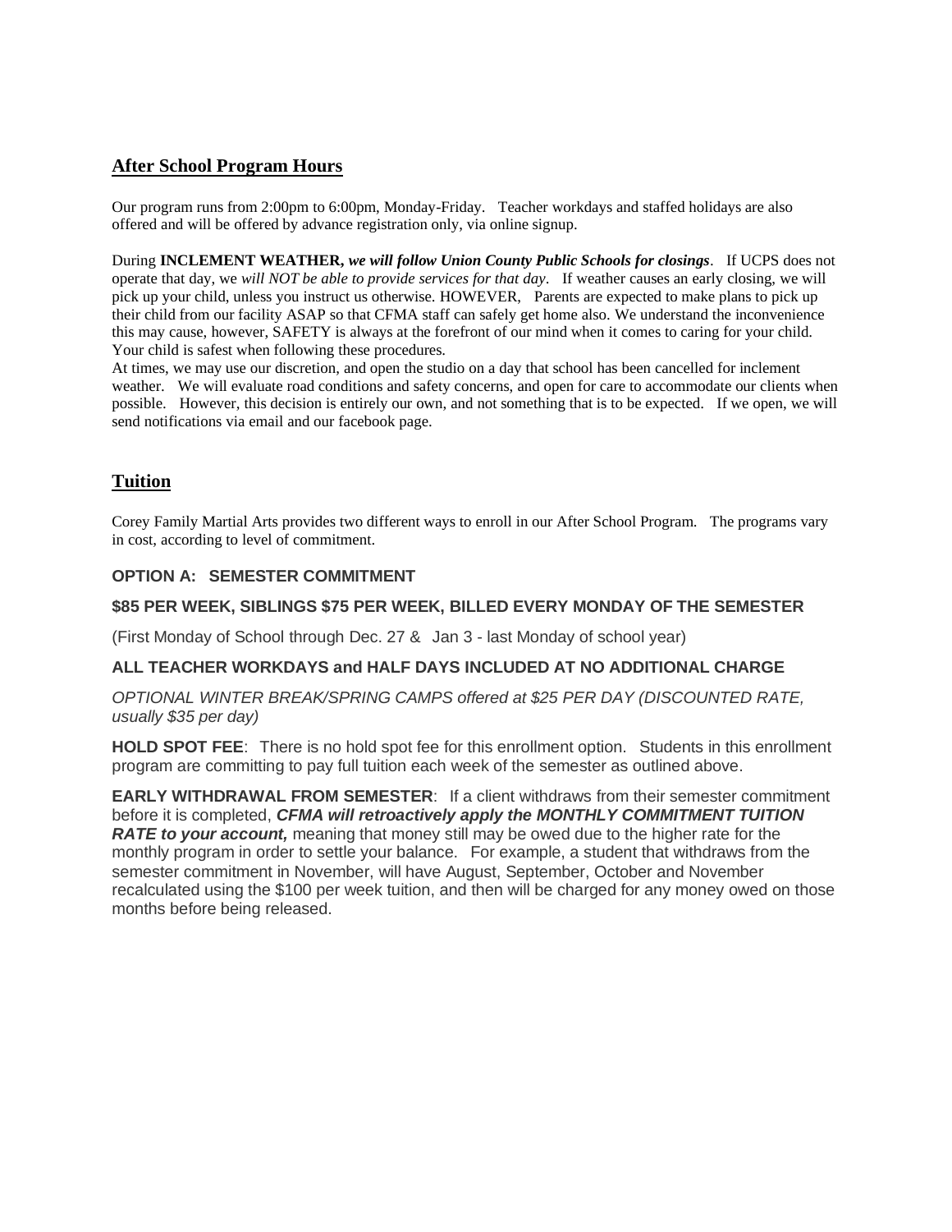## After School Program Hours

Our program runs from 2:00pm to 6:00pm, Monday-Friday. Teacher workdays and staffed holidays are also offered and will be offered by advance registration only, via online signup.

During **INCLEMENT WEATHER,** ***we will follow Union County Public Schools for closings***. If UCPS does not operate that day, we *will NOT be able to provide services for that day*. If weather causes an early closing, we will pick up your child, unless you instruct us otherwise. HOWEVER, Parents are expected to make plans to pick up their child from our facility ASAP so that CFMA staff can safely get home also. We understand the inconvenience this may cause, however, SAFETY is always at the forefront of our mind when it comes to caring for your child. Your child is safest when following these procedures.

At times, we may use our discretion, and open the studio on a day that school has been cancelled for inclement weather. We will evaluate road conditions and safety concerns, and open for care to accommodate our clients when possible. However, this decision is entirely our own, and not something that is to be expected. If we open, we will send notifications via email and our facebook page.

## Tuition

Corey Family Martial Arts provides two different ways to enroll in our After School Program. The programs vary in cost, according to level of commitment.

### OPTION A: SEMESTER COMMITMENT

**$85 PER WEEK, SIBLINGS $75 PER WEEK, BILLED EVERY MONDAY OF THE SEMESTER**

(First Monday of School through Dec. 27 & Jan 3 - last Monday of school year)

**ALL TEACHER WORKDAYS and HALF DAYS INCLUDED AT NO ADDITIONAL CHARGE**

*OPTIONAL WINTER BREAK/SPRING CAMPS offered at $25 PER DAY (DISCOUNTED RATE, usually $35 per day)*

**HOLD SPOT FEE**: There is no hold spot fee for this enrollment option. Students in this enrollment program are committing to pay full tuition each week of the semester as outlined above.

**EARLY WITHDRAWAL FROM SEMESTER**: If a client withdraws from their semester commitment before it is completed, ***CFMA will retroactively apply the MONTHLY COMMITMENT TUITION RATE to your account,*** meaning that money still may be owed due to the higher rate for the monthly program in order to settle your balance. For example, a student that withdraws from the semester commitment in November, will have August, September, October and November recalculated using the $100 per week tuition, and then will be charged for any money owed on those months before being released.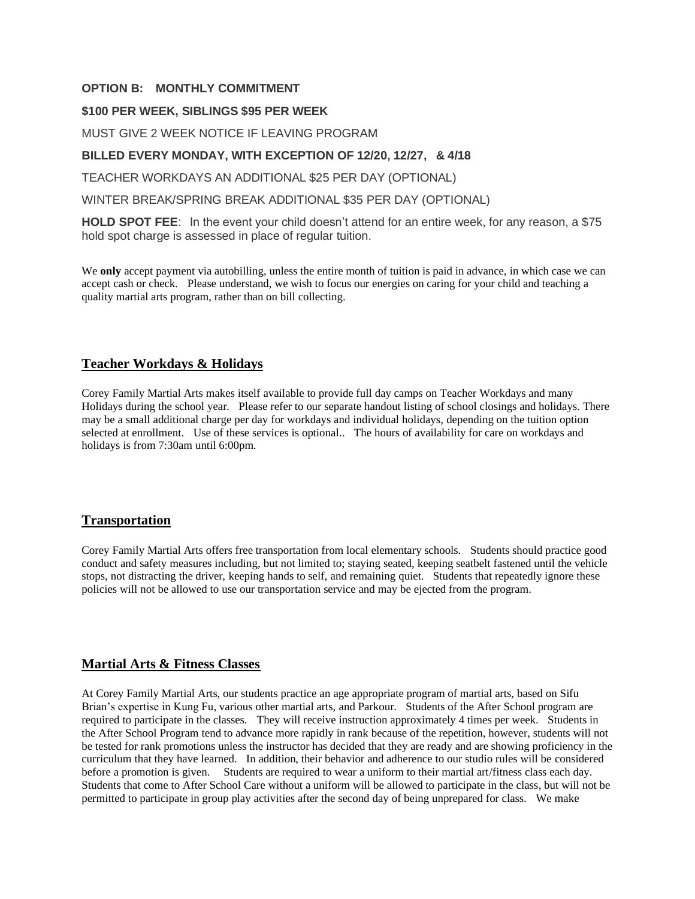**OPTION B: MONTHLY COMMITMENT**

**$100 PER WEEK, SIBLINGS $95 PER WEEK**

MUST GIVE 2 WEEK NOTICE IF LEAVING PROGRAM

**BILLED EVERY MONDAY, WITH EXCEPTION OF 12/20, 12/27, & 4/18**

TEACHER WORKDAYS AN ADDITIONAL $25 PER DAY (OPTIONAL)

WINTER BREAK/SPRING BREAK ADDITIONAL $35 PER DAY (OPTIONAL)

**HOLD SPOT FEE**: In the event your child doesn't attend for an entire week, for any reason, a $75 hold spot charge is assessed in place of regular tuition.

We **only** accept payment via autobilling, unless the entire month of tuition is paid in advance, in which case we can accept cash or check. Please understand, we wish to focus our energies on caring for your child and teaching a quality martial arts program, rather than on bill collecting.

## Teacher Workdays & Holidays

Corey Family Martial Arts makes itself available to provide full day camps on Teacher Workdays and many Holidays during the school year. Please refer to our separate handout listing of school closings and holidays. There may be a small additional charge per day for workdays and individual holidays, depending on the tuition option selected at enrollment. Use of these services is optional.. The hours of availability for care on workdays and holidays is from 7:30am until 6:00pm.

## Transportation

Corey Family Martial Arts offers free transportation from local elementary schools. Students should practice good conduct and safety measures including, but not limited to; staying seated, keeping seatbelt fastened until the vehicle stops, not distracting the driver, keeping hands to self, and remaining quiet. Students that repeatedly ignore these policies will not be allowed to use our transportation service and may be ejected from the program.

## Martial Arts & Fitness Classes

At Corey Family Martial Arts, our students practice an age appropriate program of martial arts, based on Sifu Brian's expertise in Kung Fu, various other martial arts, and Parkour. Students of the After School program are required to participate in the classes. They will receive instruction approximately 4 times per week. Students in the After School Program tend to advance more rapidly in rank because of the repetition, however, students will not be tested for rank promotions unless the instructor has decided that they are ready and are showing proficiency in the curriculum that they have learned. In addition, their behavior and adherence to our studio rules will be considered before a promotion is given. Students are required to wear a uniform to their martial art/fitness class each day. Students that come to After School Care without a uniform will be allowed to participate in the class, but will not be permitted to participate in group play activities after the second day of being unprepared for class. We make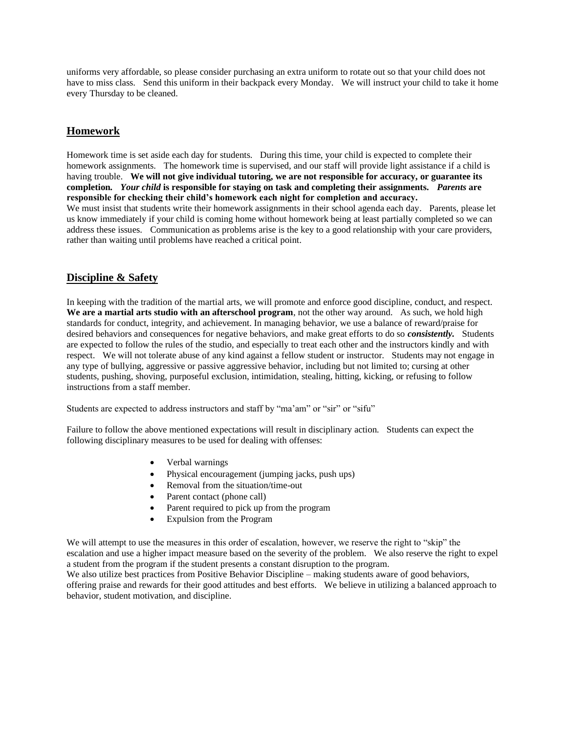uniforms very affordable, so please consider purchasing an extra uniform to rotate out so that your child does not have to miss class. Send this uniform in their backpack every Monday. We will instruct your child to take it home every Thursday to be cleaned.

## Homework

Homework time is set aside each day for students. During this time, your child is expected to complete their homework assignments. The homework time is supervised, and our staff will provide light assistance if a child is having trouble. **We will not give individual tutoring, we are not responsible for accuracy, or guarantee its completion.** ***Your child*** **is responsible for staying on task and completing their assignments.** ***Parents*** **are responsible for checking their child's homework each night for completion and accuracy.**
We must insist that students write their homework assignments in their school agenda each day. Parents, please let us know immediately if your child is coming home without homework being at least partially completed so we can address these issues. Communication as problems arise is the key to a good relationship with your care providers, rather than waiting until problems have reached a critical point.

## Discipline & Safety

In keeping with the tradition of the martial arts, we will promote and enforce good discipline, conduct, and respect. **We are a martial arts studio with an afterschool program**, not the other way around. As such, we hold high standards for conduct, integrity, and achievement. In managing behavior, we use a balance of reward/praise for desired behaviors and consequences for negative behaviors, and make great efforts to do so ***consistently.*** Students are expected to follow the rules of the studio, and especially to treat each other and the instructors kindly and with respect. We will not tolerate abuse of any kind against a fellow student or instructor. Students may not engage in any type of bullying, aggressive or passive aggressive behavior, including but not limited to; cursing at other students, pushing, shoving, purposeful exclusion, intimidation, stealing, hitting, kicking, or refusing to follow instructions from a staff member.

Students are expected to address instructors and staff by "ma'am" or "sir" or "sifu"

Failure to follow the above mentioned expectations will result in disciplinary action. Students can expect the following disciplinary measures to be used for dealing with offenses:

- Verbal warnings
- Physical encouragement (jumping jacks, push ups)
- Removal from the situation/time-out
- Parent contact (phone call)
- Parent required to pick up from the program
- Expulsion from the Program

We will attempt to use the measures in this order of escalation, however, we reserve the right to "skip" the escalation and use a higher impact measure based on the severity of the problem. We also reserve the right to expel a student from the program if the student presents a constant disruption to the program.
We also utilize best practices from Positive Behavior Discipline – making students aware of good behaviors, offering praise and rewards for their good attitudes and best efforts. We believe in utilizing a balanced approach to behavior, student motivation, and discipline.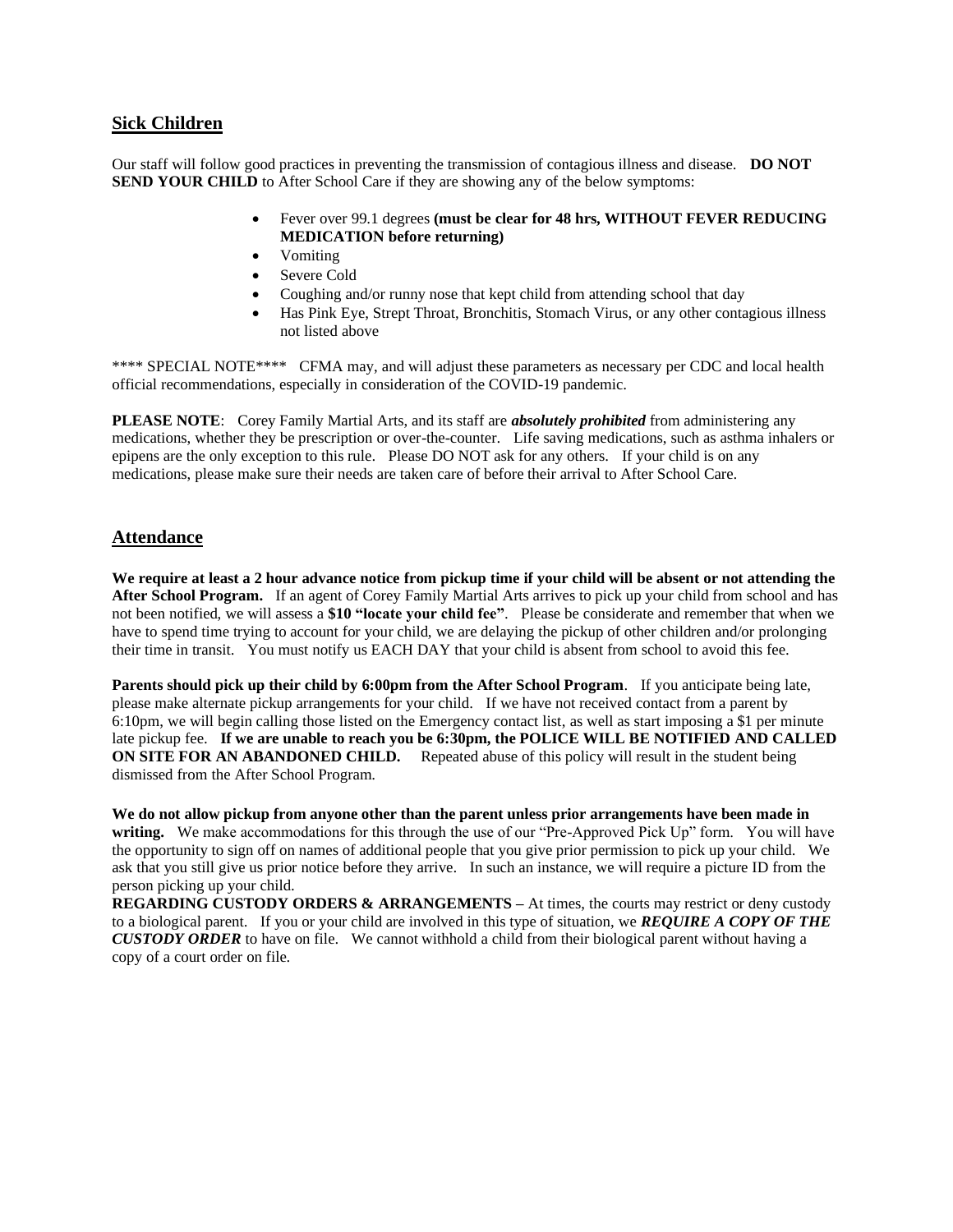## Sick Children

Our staff will follow good practices in preventing the transmission of contagious illness and disease. **DO NOT SEND YOUR CHILD** to After School Care if they are showing any of the below symptoms:

- Fever over 99.1 degrees **(must be clear for 48 hrs, WITHOUT FEVER REDUCING MEDICATION before returning)**
- Vomiting
- Severe Cold
- Coughing and/or runny nose that kept child from attending school that day
- Has Pink Eye, Strept Throat, Bronchitis, Stomach Virus, or any other contagious illness not listed above

**** SPECIAL NOTE**** CFMA may, and will adjust these parameters as necessary per CDC and local health official recommendations, especially in consideration of the COVID-19 pandemic.

**PLEASE NOTE**: Corey Family Martial Arts, and its staff are ***absolutely prohibited*** from administering any medications, whether they be prescription or over-the-counter. Life saving medications, such as asthma inhalers or epipens are the only exception to this rule. Please DO NOT ask for any others. If your child is on any medications, please make sure their needs are taken care of before their arrival to After School Care.

## Attendance

**We require at least a 2 hour advance notice from pickup time if your child will be absent or not attending the After School Program.** If an agent of Corey Family Martial Arts arrives to pick up your child from school and has not been notified, we will assess a **$10 "locate your child fee"**. Please be considerate and remember that when we have to spend time trying to account for your child, we are delaying the pickup of other children and/or prolonging their time in transit. You must notify us EACH DAY that your child is absent from school to avoid this fee.

**Parents should pick up their child by 6:00pm from the After School Program**. If you anticipate being late, please make alternate pickup arrangements for your child. If we have not received contact from a parent by 6:10pm, we will begin calling those listed on the Emergency contact list, as well as start imposing a $1 per minute late pickup fee. **If we are unable to reach you be 6:30pm, the POLICE WILL BE NOTIFIED AND CALLED ON SITE FOR AN ABANDONED CHILD.** Repeated abuse of this policy will result in the student being dismissed from the After School Program.

**We do not allow pickup from anyone other than the parent unless prior arrangements have been made in writing.** We make accommodations for this through the use of our "Pre-Approved Pick Up" form. You will have the opportunity to sign off on names of additional people that you give prior permission to pick up your child. We ask that you still give us prior notice before they arrive. In such an instance, we will require a picture ID from the person picking up your child.

**REGARDING CUSTODY ORDERS & ARRANGEMENTS –** At times, the courts may restrict or deny custody to a biological parent. If you or your child are involved in this type of situation, we ***REQUIRE A COPY OF THE CUSTODY ORDER*** to have on file. We cannot withhold a child from their biological parent without having a copy of a court order on file.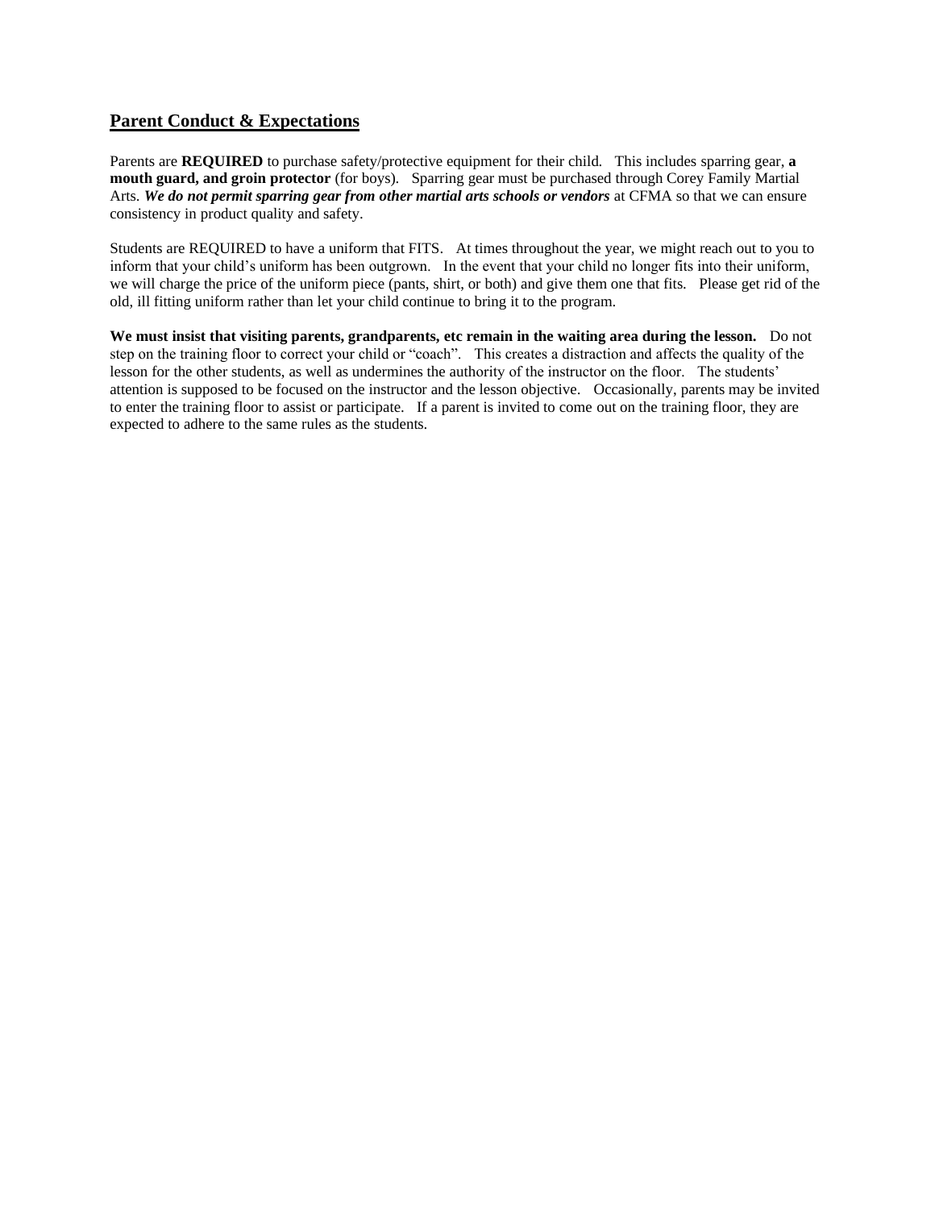## Parent Conduct & Expectations

Parents are **REQUIRED** to purchase safety/protective equipment for their child. This includes sparring gear, **a mouth guard, and groin protector** (for boys). Sparring gear must be purchased through Corey Family Martial Arts. ***We do not permit sparring gear from other martial arts schools or vendors*** at CFMA so that we can ensure consistency in product quality and safety.

Students are REQUIRED to have a uniform that FITS. At times throughout the year, we might reach out to you to inform that your child's uniform has been outgrown. In the event that your child no longer fits into their uniform, we will charge the price of the uniform piece (pants, shirt, or both) and give them one that fits. Please get rid of the old, ill fitting uniform rather than let your child continue to bring it to the program.

**We must insist that visiting parents, grandparents, etc remain in the waiting area during the lesson.** Do not step on the training floor to correct your child or "coach". This creates a distraction and affects the quality of the lesson for the other students, as well as undermines the authority of the instructor on the floor. The students' attention is supposed to be focused on the instructor and the lesson objective. Occasionally, parents may be invited to enter the training floor to assist or participate. If a parent is invited to come out on the training floor, they are expected to adhere to the same rules as the students.